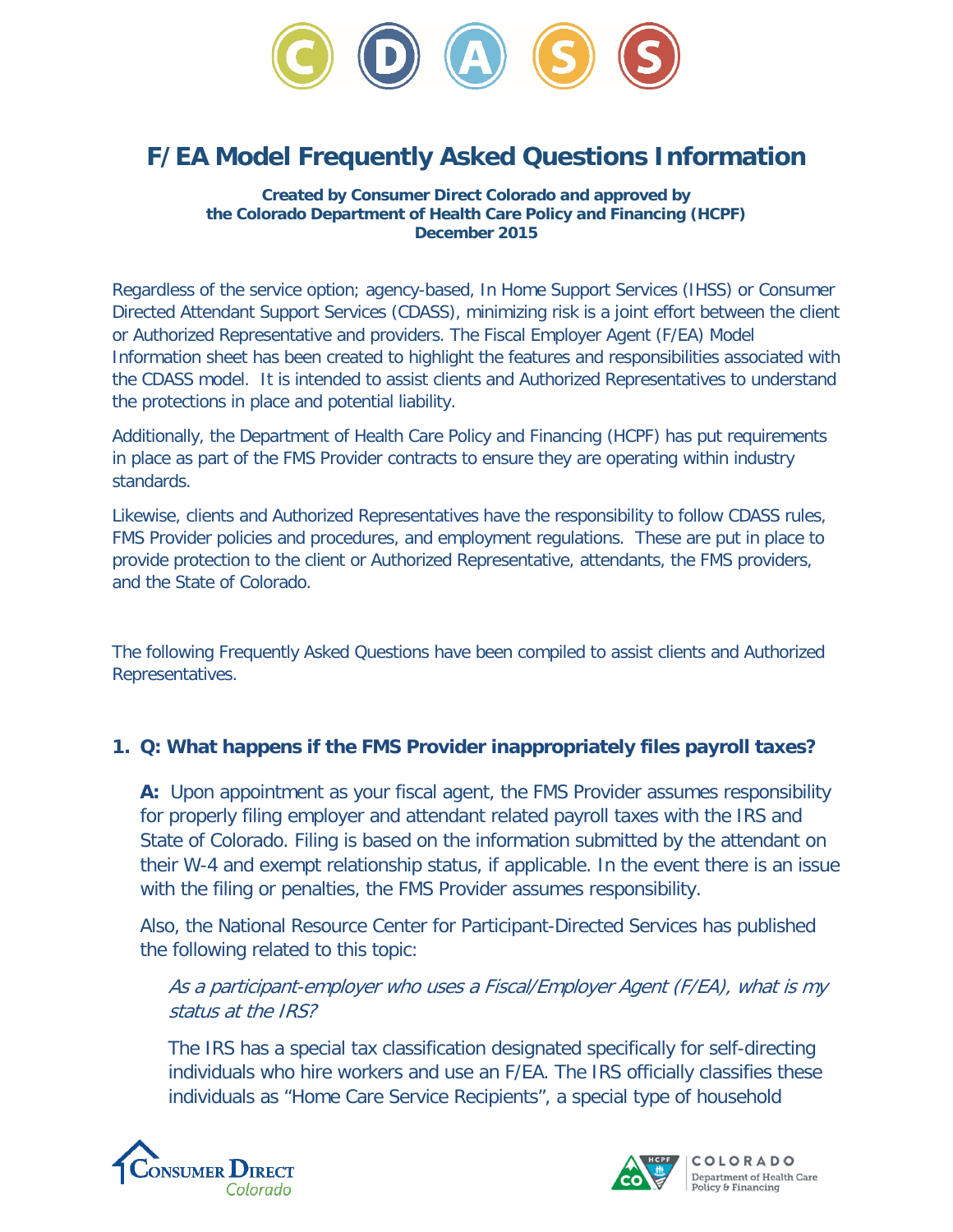# F/EA Model Frequently Asked Questions Information

**Created by Consumer Direct Colorado and approved by the Colorado Department of Health Care Policy and Financing (HCPF) December 2015**

Regardless of the service option; agency-based, In Home Support Services (IHSS) or Consumer Directed Attendant Support Services (CDASS), minimizing risk is a joint effort between the client or Authorized Representative and providers. The Fiscal Employer Agent (F/EA) Model Information sheet has been created to highlight the features and responsibilities associated with the CDASS model. It is intended to assist clients and Authorized Representatives to understand the protections in place and potential liability.

Additionally, the Department of Health Care Policy and Financing (HCPF) has put requirements in place as part of the FMS Provider contracts to ensure they are operating within industry standards.

Likewise, clients and Authorized Representatives have the responsibility to follow CDASS rules, FMS Provider policies and procedures, and employment regulations. These are put in place to provide protection to the client or Authorized Representative, attendants, the FMS providers, and the State of Colorado.

The following Frequently Asked Questions have been compiled to assist clients and Authorized Representatives.

## 1. Q: What happens if the FMS Provider inappropriately files payroll taxes?

**A:** Upon appointment as your fiscal agent, the FMS Provider assumes responsibility for properly filing employer and attendant related payroll taxes with the IRS and State of Colorado. Filing is based on the information submitted by the attendant on their W-4 and exempt relationship status, if applicable. In the event there is an issue with the filing or penalties, the FMS Provider assumes responsibility.

Also, the National Resource Center for Participant-Directed Services has published the following related to this topic:

*As a participant-employer who uses a Fiscal/Employer Agent (F/EA), what is my status at the IRS?*

The IRS has a special tax classification designated specifically for self-directing individuals who hire workers and use an F/EA. The IRS officially classifies these individuals as “Home Care Service Recipients”, a special type of household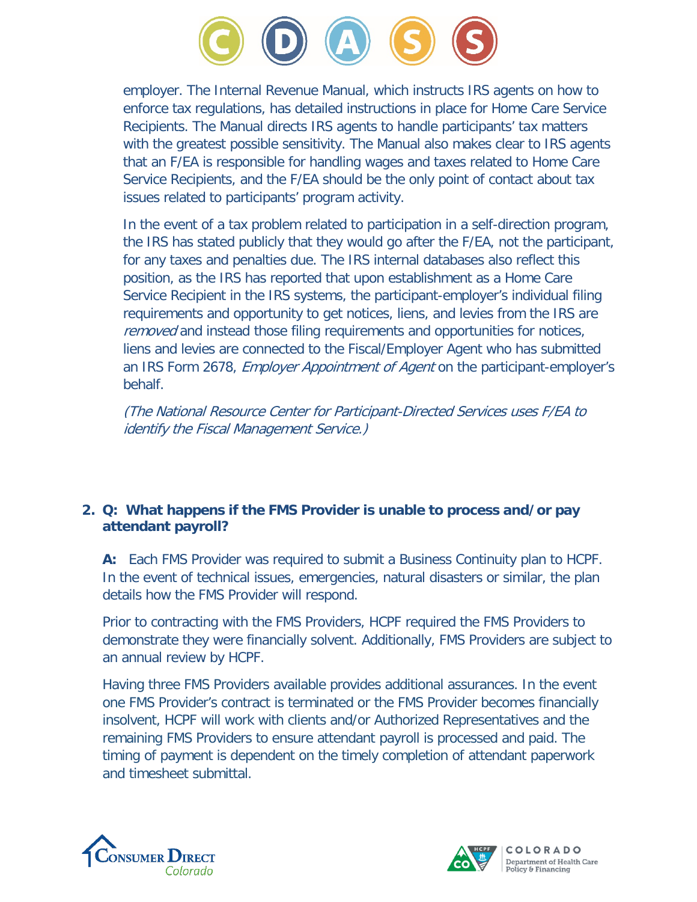employer. The Internal Revenue Manual, which instructs IRS agents on how to enforce tax regulations, has detailed instructions in place for Home Care Service Recipients. The Manual directs IRS agents to handle participants' tax matters with the greatest possible sensitivity. The Manual also makes clear to IRS agents that an F/EA is responsible for handling wages and taxes related to Home Care Service Recipients, and the F/EA should be the only point of contact about tax issues related to participants' program activity.

In the event of a tax problem related to participation in a self-direction program, the IRS has stated publicly that they would go after the F/EA, not the participant, for any taxes and penalties due. The IRS internal databases also reflect this position, as the IRS has reported that upon establishment as a Home Care Service Recipient in the IRS systems, the participant-employer's individual filing requirements and opportunity to get notices, liens, and levies from the IRS are *removed* and instead those filing requirements and opportunities for notices, liens and levies are connected to the Fiscal/Employer Agent who has submitted an IRS Form 2678, *Employer Appointment of Agent* on the participant-employer's behalf.

*(The National Resource Center for Participant-Directed Services uses F/EA to identify the Fiscal Management Service.)*

**2. Q: What happens if the FMS Provider is unable to process and/or pay attendant payroll?**

**A:** Each FMS Provider was required to submit a Business Continuity plan to HCPF. In the event of technical issues, emergencies, natural disasters or similar, the plan details how the FMS Provider will respond.

Prior to contracting with the FMS Providers, HCPF required the FMS Providers to demonstrate they were financially solvent. Additionally, FMS Providers are subject to an annual review by HCPF.

Having three FMS Providers available provides additional assurances. In the event one FMS Provider's contract is terminated or the FMS Provider becomes financially insolvent, HCPF will work with clients and/or Authorized Representatives and the remaining FMS Providers to ensure attendant payroll is processed and paid. The timing of payment is dependent on the timely completion of attendant paperwork and timesheet submittal.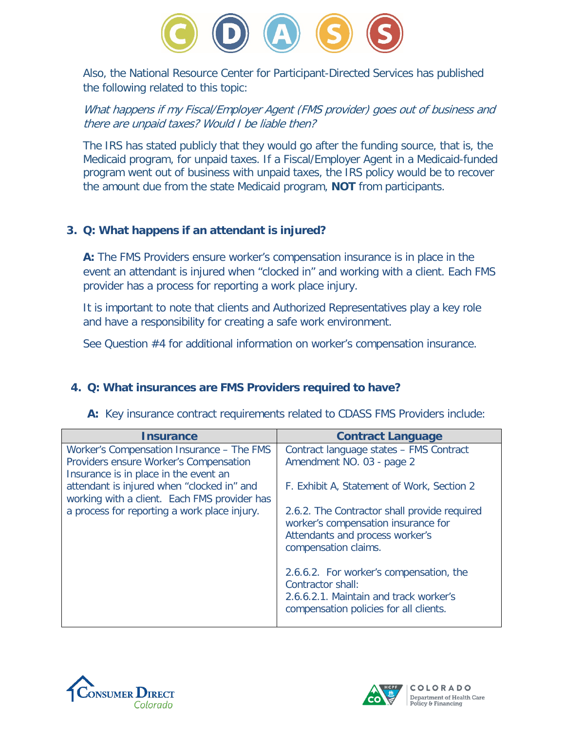Also, the National Resource Center for Participant-Directed Services has published the following related to this topic:

*What happens if my Fiscal/Employer Agent (FMS provider) goes out of business and there are unpaid taxes? Would I be liable then?*

The IRS has stated publicly that they would go after the funding source, that is, the Medicaid program, for unpaid taxes. If a Fiscal/Employer Agent in a Medicaid-funded program went out of business with unpaid taxes, the IRS policy would be to recover the amount due from the state Medicaid program, **NOT** from participants.

### 3. Q: What happens if an attendant is injured?

**A:** The FMS Providers ensure worker's compensation insurance is in place in the event an attendant is injured when "clocked in" and working with a client. Each FMS provider has a process for reporting a work place injury.

It is important to note that clients and Authorized Representatives play a key role and have a responsibility for creating a safe work environment.

See Question #4 for additional information on worker's compensation insurance.

### 4. Q: What insurances are FMS Providers required to have?

**A:** Key insurance contract requirements related to CDASS FMS Providers include:

| Insurance | Contract Language |
| --- | --- |
| Worker's Compensation Insurance – The FMS Providers ensure Worker's Compensation Insurance is in place in the event an attendant is injured when "clocked in" and working with a client. Each FMS provider has a process for reporting a work place injury. | Contract language states – FMS Contract Amendment NO. 03 - page 2<br><br>F. Exhibit A, Statement of Work, Section 2<br><br>2.6.2. The Contractor shall provide required worker's compensation insurance for Attendants and process worker's compensation claims.<br><br>2.6.6.2. For worker's compensation, the Contractor shall:<br>2.6.6.2.1. Maintain and track worker's compensation policies for all clients. |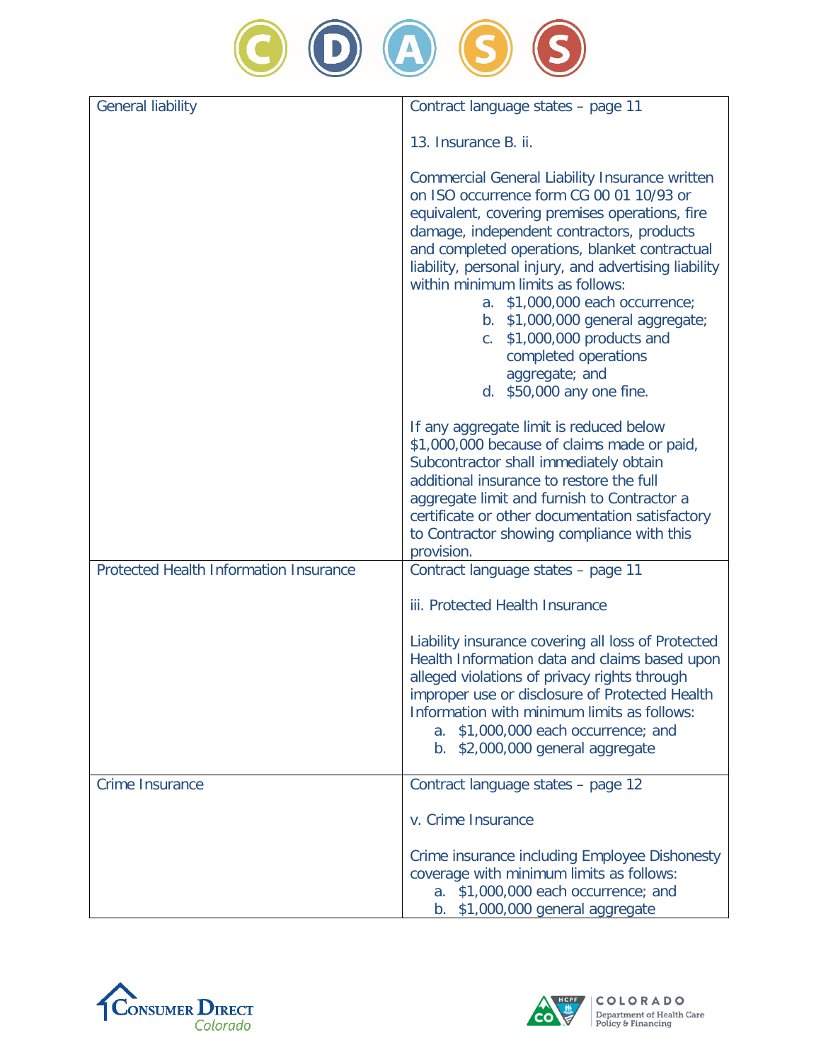| | |
|---|---|
| General liability | Contract language states – page 11<br><br>13. Insurance B. ii.<br><br>Commercial General Liability Insurance written on ISO occurrence form CG 00 01 10/93 or equivalent, covering premises operations, fire damage, independent contractors, products and completed operations, blanket contractual liability, personal injury, and advertising liability within minimum limits as follows:<br>a. $1,000,000 each occurrence;<br>b. $1,000,000 general aggregate;<br>c. $1,000,000 products and completed operations aggregate; and<br>d. $50,000 any one fine.<br><br>If any aggregate limit is reduced below $1,000,000 because of claims made or paid, Subcontractor shall immediately obtain additional insurance to restore the full aggregate limit and furnish to Contractor a certificate or other documentation satisfactory to Contractor showing compliance with this provision. |
| Protected Health Information Insurance | Contract language states – page 11<br><br>iii. Protected Health Insurance<br><br>Liability insurance covering all loss of Protected Health Information data and claims based upon alleged violations of privacy rights through improper use or disclosure of Protected Health Information with minimum limits as follows:<br>a. $1,000,000 each occurrence; and<br>b. $2,000,000 general aggregate |
| Crime Insurance | Contract language states – page 12<br><br>v. Crime Insurance<br><br>Crime insurance including Employee Dishonesty coverage with minimum limits as follows:<br>a. $1,000,000 each occurrence; and<br>b. $1,000,000 general aggregate |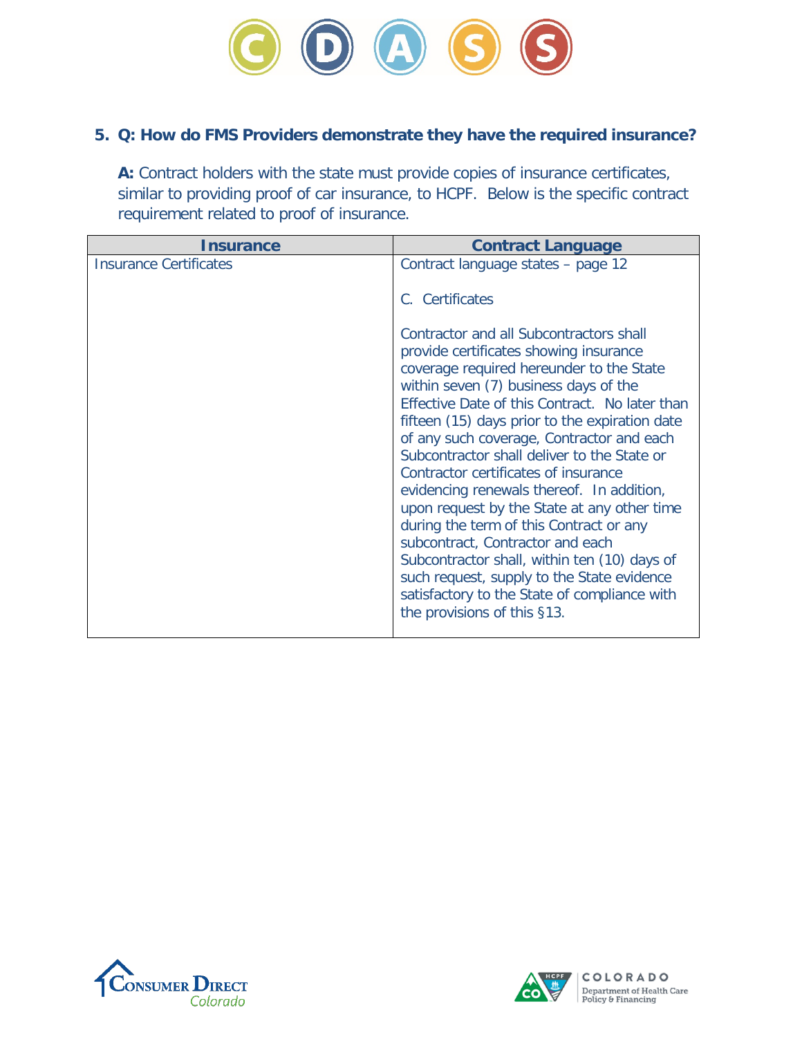### 5. Q: How do FMS Providers demonstrate they have the required insurance?

**A:** Contract holders with the state must provide copies of insurance certificates, similar to providing proof of car insurance, to HCPF. Below is the specific contract requirement related to proof of insurance.

| Insurance | Contract Language |
| --- | --- |
| Insurance Certificates | Contract language states – page 12<br><br>C. Certificates<br><br>Contractor and all Subcontractors shall provide certificates showing insurance coverage required hereunder to the State within seven (7) business days of the Effective Date of this Contract. No later than fifteen (15) days prior to the expiration date of any such coverage, Contractor and each Subcontractor shall deliver to the State or Contractor certificates of insurance evidencing renewals thereof. In addition, upon request by the State at any other time during the term of this Contract or any subcontract, Contractor and each Subcontractor shall, within ten (10) days of such request, supply to the State evidence satisfactory to the State of compliance with the provisions of this §13. |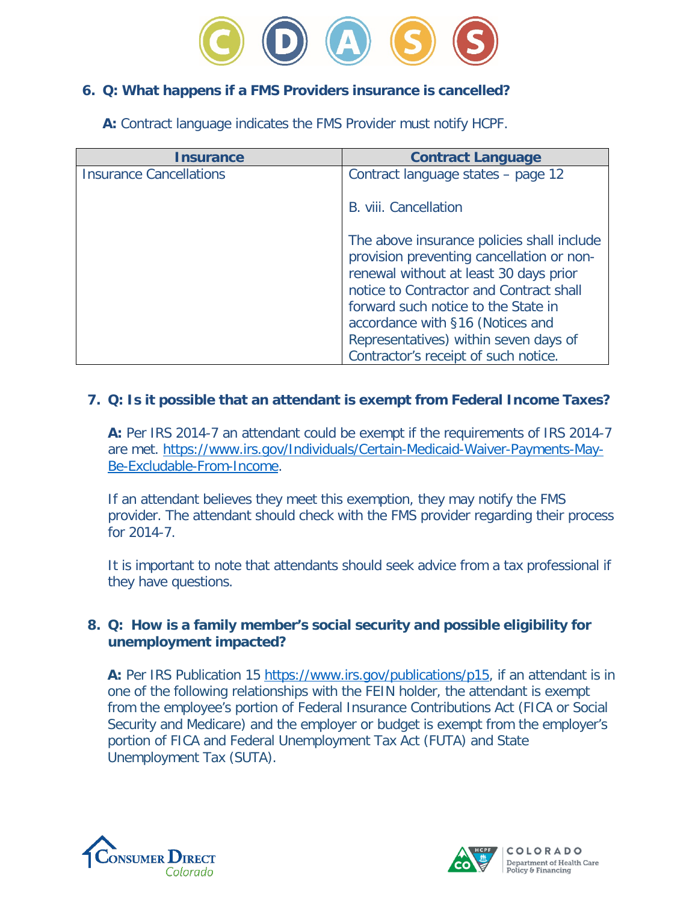### 6. Q: What happens if a FMS Providers insurance is cancelled?

**A:** Contract language indicates the FMS Provider must notify HCPF.

| Insurance | Contract Language |
| --- | --- |
| Insurance Cancellations | Contract language states – page 12<br><br>B. viii. Cancellation<br><br>The above insurance policies shall include provision preventing cancellation or non-renewal without at least 30 days prior notice to Contractor and Contract shall forward such notice to the State in accordance with §16 (Notices and Representatives) within seven days of Contractor's receipt of such notice. |

### 7. Q: Is it possible that an attendant is exempt from Federal Income Taxes?

**A:** Per IRS 2014-7 an attendant could be exempt if the requirements of IRS 2014-7 are met. https://www.irs.gov/Individuals/Certain-Medicaid-Waiver-Payments-May-Be-Excludable-From-Income.

If an attendant believes they meet this exemption, they may notify the FMS provider. The attendant should check with the FMS provider regarding their process for 2014-7.

It is important to note that attendants should seek advice from a tax professional if they have questions.

### 8. Q: How is a family member's social security and possible eligibility for unemployment impacted?

**A:** Per IRS Publication 15 https://www.irs.gov/publications/p15, if an attendant is in one of the following relationships with the FEIN holder, the attendant is exempt from the employee's portion of Federal Insurance Contributions Act (FICA or Social Security and Medicare) and the employer or budget is exempt from the employer's portion of FICA and Federal Unemployment Tax Act (FUTA) and State Unemployment Tax (SUTA).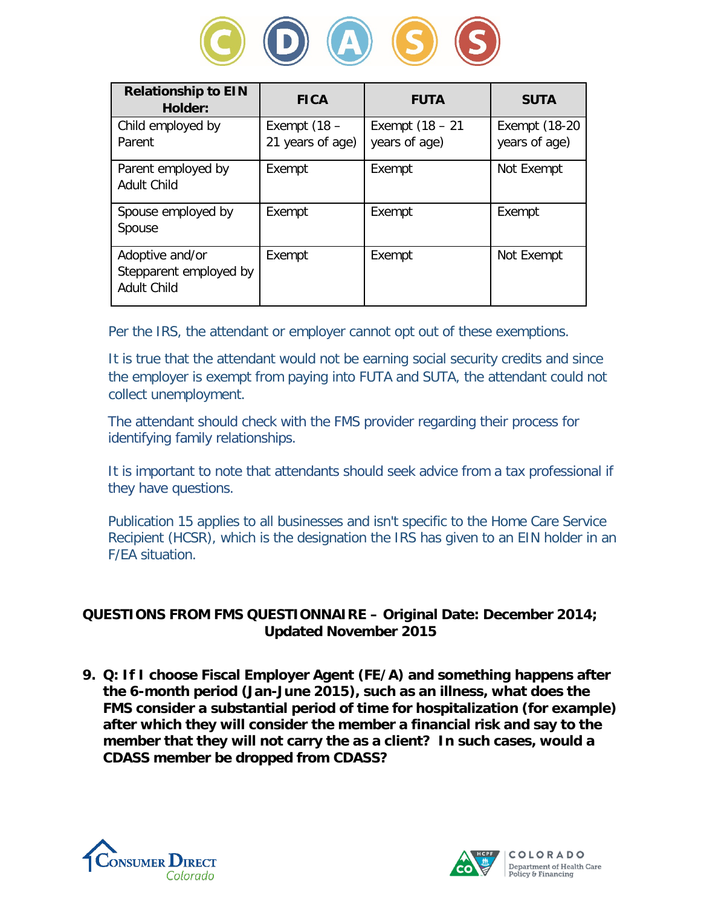| Relationship to EIN Holder: | FICA | FUTA | SUTA |
|---|---|---|---|
| Child employed by Parent | Exempt (18 – 21 years of age) | Exempt (18 – 21 years of age) | Exempt (18-20 years of age) |
| Parent employed by Adult Child | Exempt | Exempt | Not Exempt |
| Spouse employed by Spouse | Exempt | Exempt | Exempt |
| Adoptive and/or Stepparent employed by Adult Child | Exempt | Exempt | Not Exempt |

Per the IRS, the attendant or employer cannot opt out of these exemptions.

It is true that the attendant would not be earning social security credits and since the employer is exempt from paying into FUTA and SUTA, the attendant could not collect unemployment.

The attendant should check with the FMS provider regarding their process for identifying family relationships.

It is important to note that attendants should seek advice from a tax professional if they have questions.

Publication 15 applies to all businesses and isn't specific to the Home Care Service Recipient (HCSR), which is the designation the IRS has given to an EIN holder in an F/EA situation.

## QUESTIONS FROM FMS QUESTIONNAIRE – Original Date: December 2014; Updated November 2015

9. **Q: If I choose Fiscal Employer Agent (FE/A) and something happens after the 6-month period (Jan-June 2015), such as an illness, what does the FMS consider a substantial period of time for hospitalization (for example) after which they will consider the member a financial risk and say to the member that they will not carry the as a client? In such cases, would a CDASS member be dropped from CDASS?**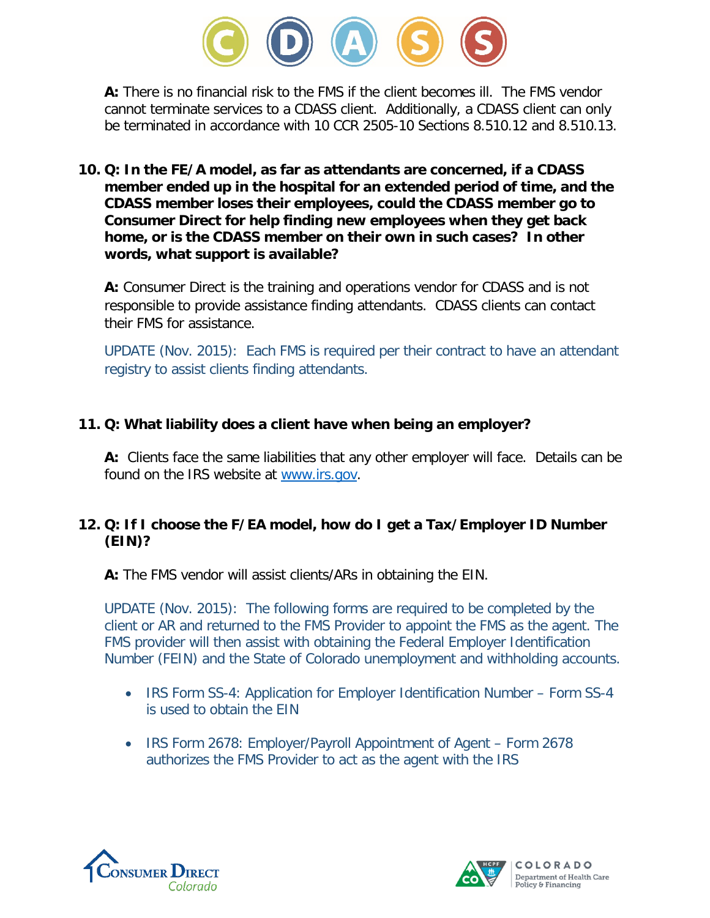**A:** There is no financial risk to the FMS if the client becomes ill. The FMS vendor cannot terminate services to a CDASS client. Additionally, a CDASS client can only be terminated in accordance with 10 CCR 2505-10 Sections 8.510.12 and 8.510.13.

**10. Q: In the FE/A model, as far as attendants are concerned, if a CDASS member ended up in the hospital for an extended period of time, and the CDASS member loses their employees, could the CDASS member go to Consumer Direct for help finding new employees when they get back home, or is the CDASS member on their own in such cases? In other words, what support is available?**

**A:** Consumer Direct is the training and operations vendor for CDASS and is not responsible to provide assistance finding attendants. CDASS clients can contact their FMS for assistance.

UPDATE (Nov. 2015): Each FMS is required per their contract to have an attendant registry to assist clients finding attendants.

**11. Q: What liability does a client have when being an employer?**

**A:** Clients face the same liabilities that any other employer will face. Details can be found on the IRS website at [www.irs.gov](http://www.irs.gov).

**12. Q: If I choose the F/EA model, how do I get a Tax/Employer ID Number (EIN)?**

**A:** The FMS vendor will assist clients/ARs in obtaining the EIN.

UPDATE (Nov. 2015): The following forms are required to be completed by the client or AR and returned to the FMS Provider to appoint the FMS as the agent. The FMS provider will then assist with obtaining the Federal Employer Identification Number (FEIN) and the State of Colorado unemployment and withholding accounts.

- IRS Form SS-4: Application for Employer Identification Number – Form SS-4 is used to obtain the EIN
- IRS Form 2678: Employer/Payroll Appointment of Agent – Form 2678 authorizes the FMS Provider to act as the agent with the IRS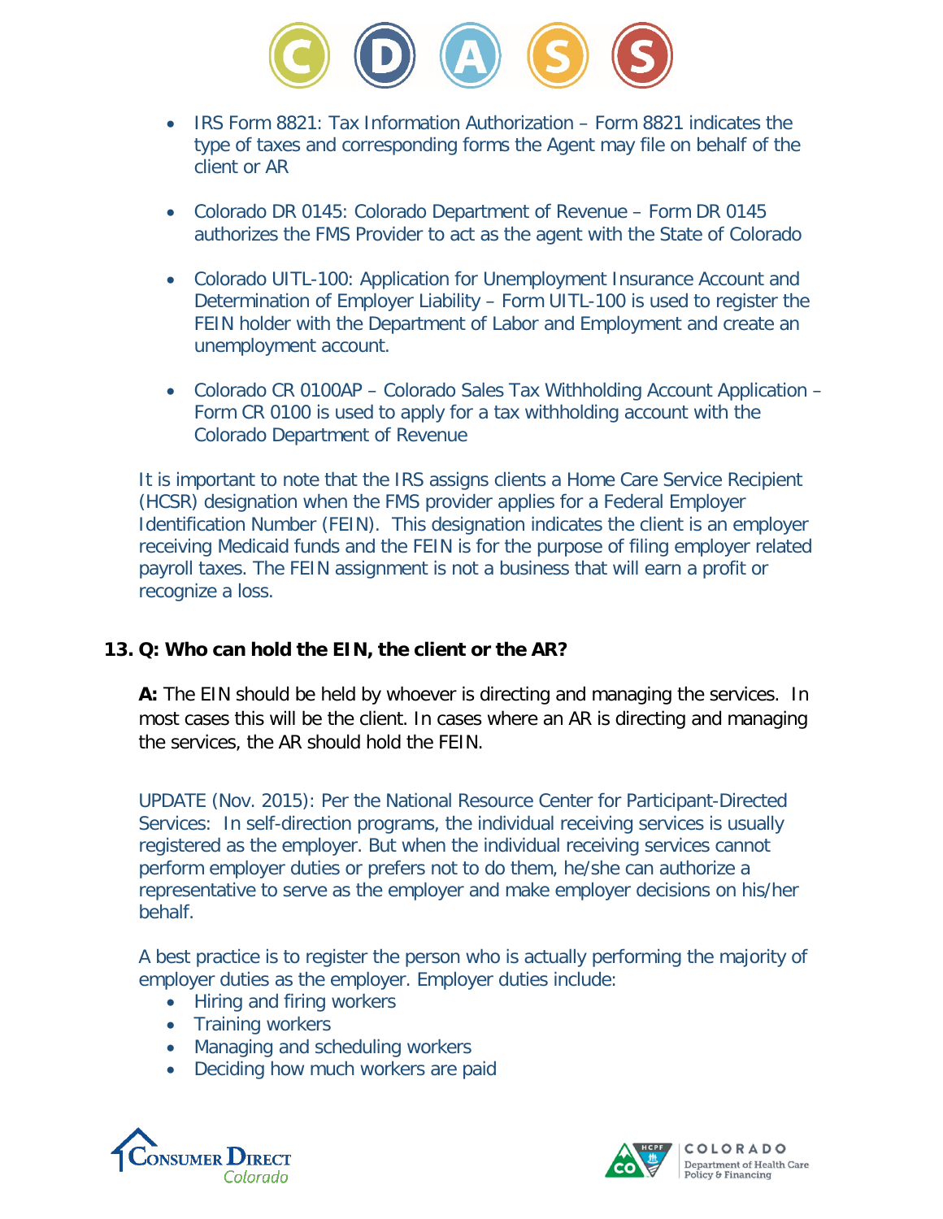- IRS Form 8821: Tax Information Authorization – Form 8821 indicates the type of taxes and corresponding forms the Agent may file on behalf of the client or AR
- Colorado DR 0145: Colorado Department of Revenue – Form DR 0145 authorizes the FMS Provider to act as the agent with the State of Colorado
- Colorado UITL-100: Application for Unemployment Insurance Account and Determination of Employer Liability – Form UITL-100 is used to register the FEIN holder with the Department of Labor and Employment and create an unemployment account.
- Colorado CR 0100AP – Colorado Sales Tax Withholding Account Application – Form CR 0100 is used to apply for a tax withholding account with the Colorado Department of Revenue

It is important to note that the IRS assigns clients a Home Care Service Recipient (HCSR) designation when the FMS provider applies for a Federal Employer Identification Number (FEIN). This designation indicates the client is an employer receiving Medicaid funds and the FEIN is for the purpose of filing employer related payroll taxes. The FEIN assignment is not a business that will earn a profit or recognize a loss.

**13. Q: Who can hold the EIN, the client or the AR?**

**A:** The EIN should be held by whoever is directing and managing the services. In most cases this will be the client. In cases where an AR is directing and managing the services, the AR should hold the FEIN.

UPDATE (Nov. 2015): Per the National Resource Center for Participant-Directed Services: In self-direction programs, the individual receiving services is usually registered as the employer. But when the individual receiving services cannot perform employer duties or prefers not to do them, he/she can authorize a representative to serve as the employer and make employer decisions on his/her behalf.

A best practice is to register the person who is actually performing the majority of employer duties as the employer. Employer duties include:

- Hiring and firing workers
- Training workers
- Managing and scheduling workers
- Deciding how much workers are paid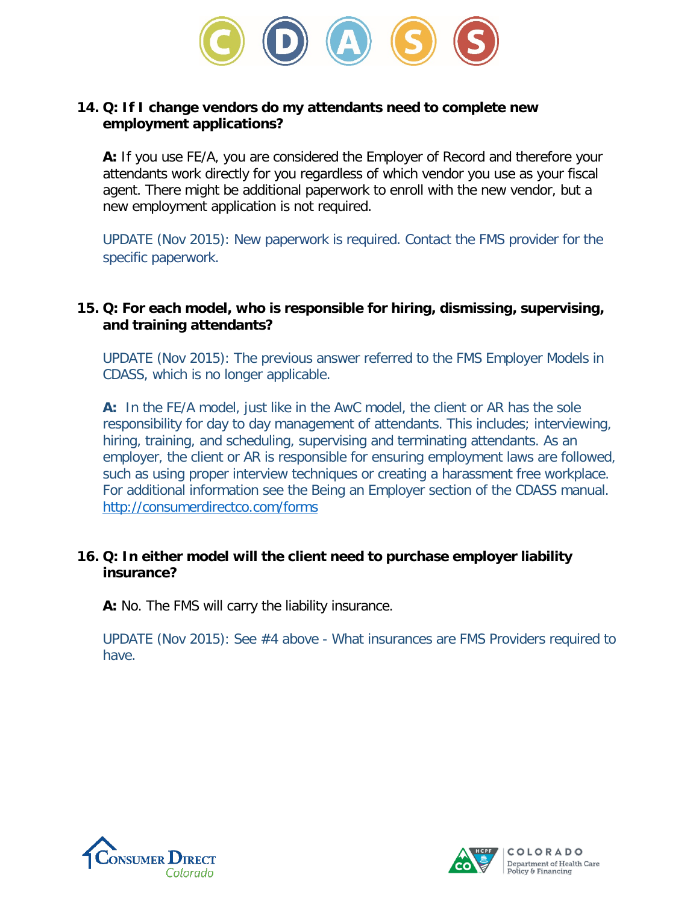14. **Q: If I change vendors do my attendants need to complete new employment applications?**

    **A:** If you use FE/A, you are considered the Employer of Record and therefore your attendants work directly for you regardless of which vendor you use as your fiscal agent. There might be additional paperwork to enroll with the new vendor, but a new employment application is not required.

    UPDATE (Nov 2015): New paperwork is required. Contact the FMS provider for the specific paperwork.

15. **Q: For each model, who is responsible for hiring, dismissing, supervising, and training attendants?**

    UPDATE (Nov 2015): The previous answer referred to the FMS Employer Models in CDASS, which is no longer applicable.

    **A:** In the FE/A model, just like in the AwC model, the client or AR has the sole responsibility for day to day management of attendants. This includes; interviewing, hiring, training, and scheduling, supervising and terminating attendants. As an employer, the client or AR is responsible for ensuring employment laws are followed, such as using proper interview techniques or creating a harassment free workplace. For additional information see the Being an Employer section of the CDASS manual. http://consumerdirectco.com/forms

16. **Q: In either model will the client need to purchase employer liability insurance?**

    **A:** No. The FMS will carry the liability insurance.

    UPDATE (Nov 2015): See #4 above - What insurances are FMS Providers required to have.